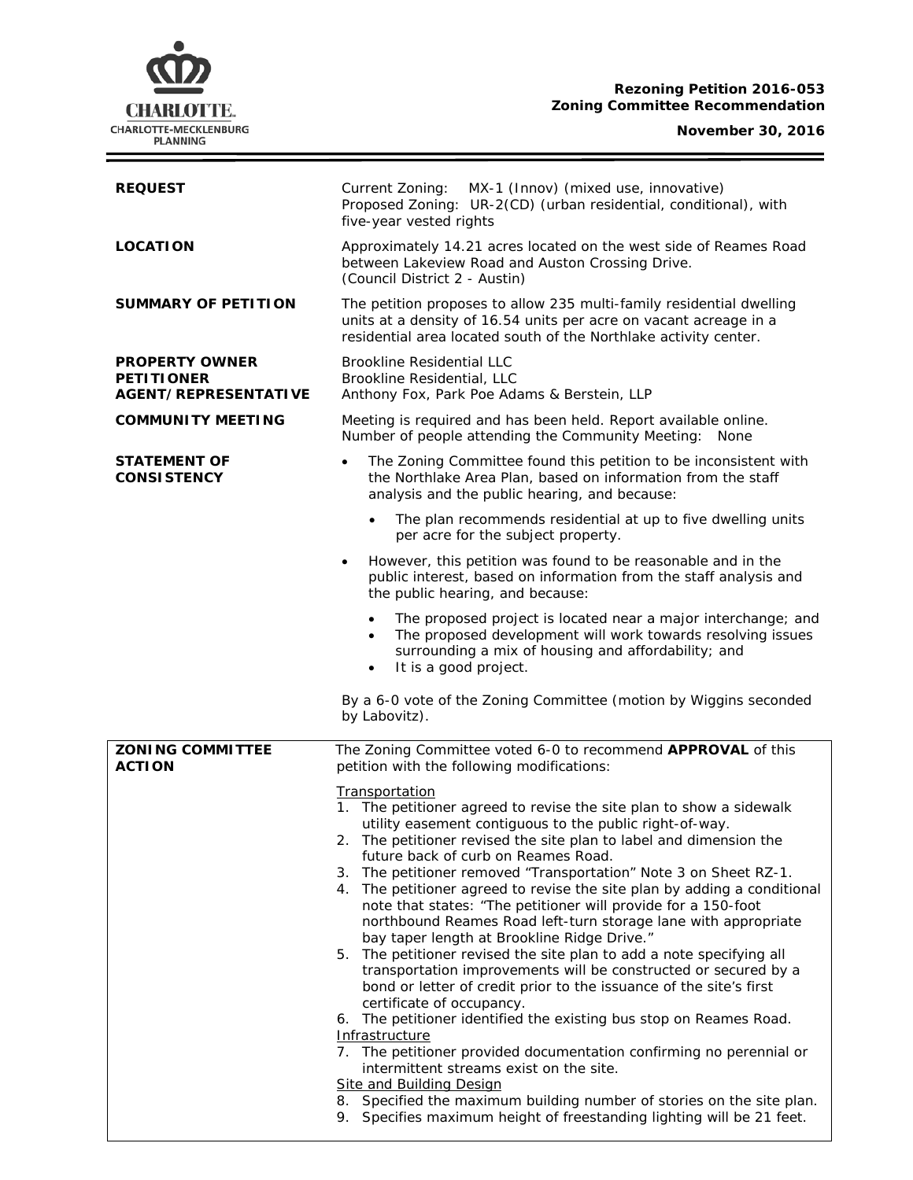**Rezoning Petition 2016-053**
**Zoning Committee Recommendation**

**November 30, 2016**

| | |
|---|---|
| **REQUEST** | Current Zoning: MX-1 (Innov) (mixed use, innovative)<br>Proposed Zoning: UR-2(CD) (urban residential, conditional), with five-year vested rights |
| **LOCATION** | Approximately 14.21 acres located on the west side of Reames Road between Lakeview Road and Auston Crossing Drive.<br>(Council District 2 - Austin) |
| **SUMMARY OF PETITION** | The petition proposes to allow 235 multi-family residential dwelling units at a density of 16.54 units per acre on vacant acreage in a residential area located south of the Northlake activity center. |
| **PROPERTY OWNER**<br>**PETITIONER**<br>**AGENT/REPRESENTATIVE** | Brookline Residential LLC<br>Brookline Residential, LLC<br>Anthony Fox, Park Poe Adams & Berstein, LLP |
| **COMMUNITY MEETING** | Meeting is required and has been held. Report available online.<br>Number of people attending the Community Meeting: None |

**STATEMENT OF CONSISTENCY**

- The Zoning Committee found this petition to be inconsistent with the Northlake Area Plan, based on information from the staff analysis and the public hearing, and because:
  - The plan recommends residential at up to five dwelling units per acre for the subject property.
- However, this petition was found to be reasonable and in the public interest, based on information from the staff analysis and the public hearing, and because:
  - The proposed project is located near a major interchange; and
  - The proposed development will work towards resolving issues surrounding a mix of housing and affordability; and
  - It is a good project.

By a 6-0 vote of the Zoning Committee (motion by Wiggins seconded by Labovitz).

**ZONING COMMITTEE ACTION**

The Zoning Committee voted 6-0 to recommend **APPROVAL** of this petition with the following modifications:

Transportation
1. The petitioner agreed to revise the site plan to show a sidewalk utility easement contiguous to the public right-of-way.
2. The petitioner revised the site plan to label and dimension the future back of curb on Reames Road.
3. The petitioner removed "Transportation" Note 3 on Sheet RZ-1.
4. The petitioner agreed to revise the site plan by adding a conditional note that states: "The petitioner will provide for a 150-foot northbound Reames Road left-turn storage lane with appropriate bay taper length at Brookline Ridge Drive."
5. The petitioner revised the site plan to add a note specifying all transportation improvements will be constructed or secured by a bond or letter of credit prior to the issuance of the site's first certificate of occupancy.
6. The petitioner identified the existing bus stop on Reames Road.

Infrastructure

7. The petitioner provided documentation confirming no perennial or intermittent streams exist on the site.

Site and Building Design

8. Specified the maximum building number of stories on the site plan.
9. Specifies maximum height of freestanding lighting will be 21 feet.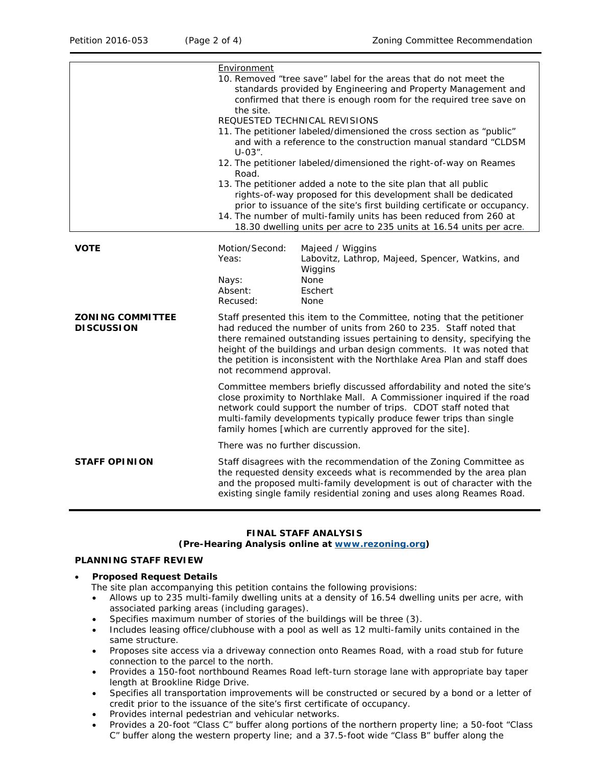| | |
|---|---|
| | Environment<br>10. Removed "tree save" label for the areas that do not meet the standards provided by Engineering and Property Management and confirmed that there is enough room for the required tree save on the site.<br>REQUESTED TECHNICAL REVISIONS<br>11. The petitioner labeled/dimensioned the cross section as "public" and with a reference to the construction manual standard "CLDSM U-03".<br>12. The petitioner labeled/dimensioned the right-of-way on Reames Road.<br>13. The petitioner added a note to the site plan that all public rights-of-way proposed for this development shall be dedicated prior to issuance of the site's first building certificate or occupancy.<br>14. The number of multi-family units has been reduced from 260 at 18.30 dwelling units per acre to 235 units at 16.54 units per acre. |

| | | |
|---|---|---|
| **VOTE** | Motion/Second: | Majeed / Wiggins |
| | Yeas: | Labovitz, Lathrop, Majeed, Spencer, Watkins, and Wiggins |
| | Nays: | None |
| | Absent: | Eschert |
| | Recused: | None |

**ZONING COMMITTEE DISCUSSION**

Staff presented this item to the Committee, noting that the petitioner had reduced the number of units from 260 to 235. Staff noted that there remained outstanding issues pertaining to density, specifying the height of the buildings and urban design comments. It was noted that the petition is inconsistent with the Northlake Area Plan and staff does not recommend approval.

Committee members briefly discussed affordability and noted the site's close proximity to Northlake Mall. A Commissioner inquired if the road network could support the number of trips. CDOT staff noted that multi-family developments typically produce fewer trips than single family homes [which are currently approved for the site].

There was no further discussion.

**STAFF OPINION**

Staff disagrees with the recommendation of the Zoning Committee as the requested density exceeds what is recommended by the area plan and the proposed multi-family development is out of character with the existing single family residential zoning and uses along Reames Road.

## FINAL STAFF ANALYSIS
### (Pre-Hearing Analysis online at www.rezoning.org)

### PLANNING STAFF REVIEW

- **Proposed Request Details**

  The site plan accompanying this petition contains the following provisions:
  - Allows up to 235 multi-family dwelling units at a density of 16.54 dwelling units per acre, with associated parking areas (including garages).
  - Specifies maximum number of stories of the buildings will be three (3).
  - Includes leasing office/clubhouse with a pool as well as 12 multi-family units contained in the same structure.
  - Proposes site access via a driveway connection onto Reames Road, with a road stub for future connection to the parcel to the north.
  - Provides a 150-foot northbound Reames Road left-turn storage lane with appropriate bay taper length at Brookline Ridge Drive.
  - Specifies all transportation improvements will be constructed or secured by a bond or a letter of credit prior to the issuance of the site's first certificate of occupancy.
  - Provides internal pedestrian and vehicular networks.
  - Provides a 20-foot "Class C" buffer along portions of the northern property line; a 50-foot "Class C" buffer along the western property line; and a 37.5-foot wide "Class B" buffer along the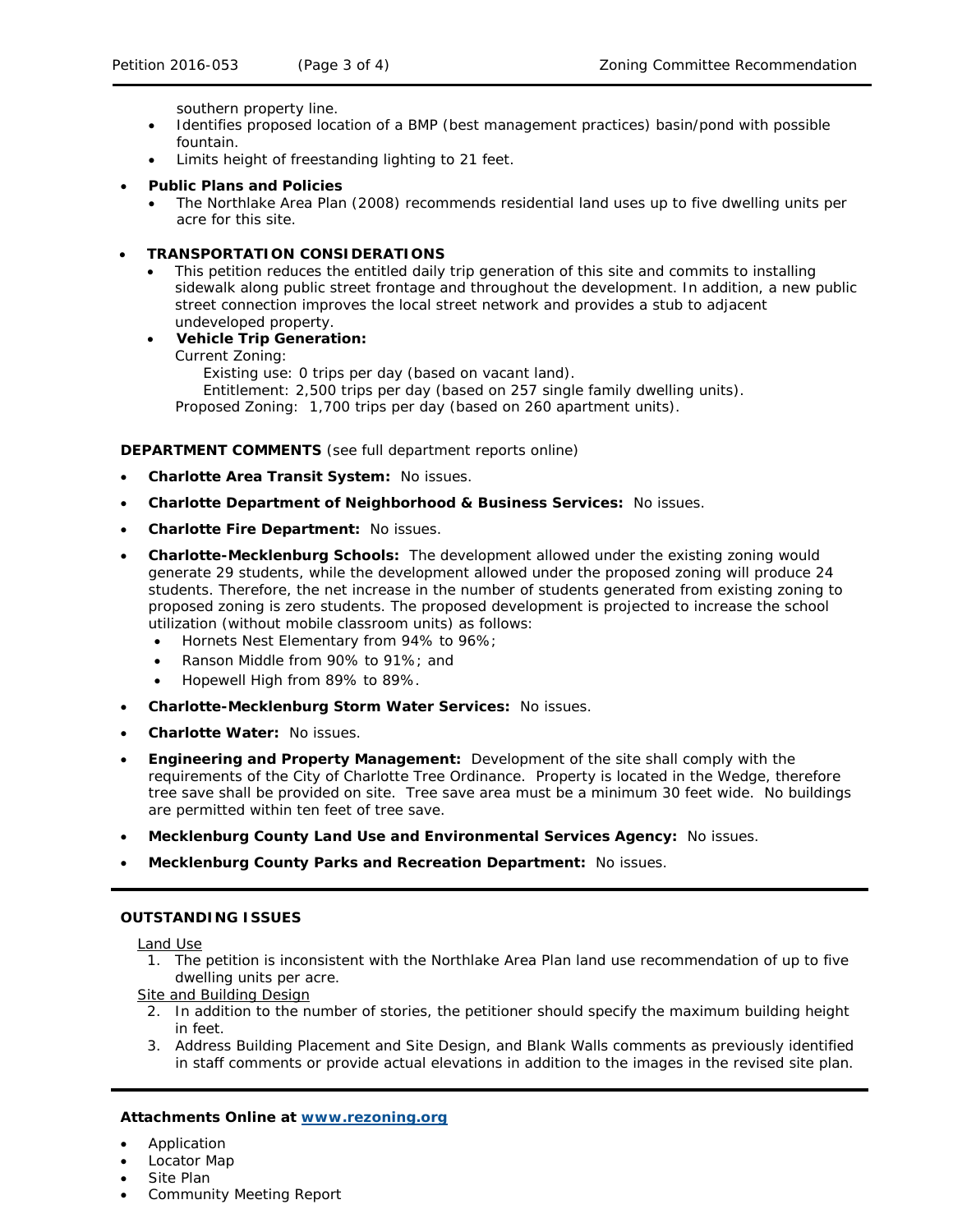southern property line.
    - Identifies proposed location of a BMP (best management practices) basin/pond with possible fountain.
    - Limits height of freestanding lighting to 21 feet.

- **Public Plans and Policies**
    - The Northlake Area Plan (2008) recommends residential land uses up to five dwelling units per acre for this site.

- **TRANSPORTATION CONSIDERATIONS**
    - This petition reduces the entitled daily trip generation of this site and commits to installing sidewalk along public street frontage and throughout the development. In addition, a new public street connection improves the local street network and provides a stub to adjacent undeveloped property.
    - **Vehicle Trip Generation:**
      Current Zoning:
        Existing use: 0 trips per day (based on vacant land).
        Entitlement: 2,500 trips per day (based on 257 single family dwelling units).
      Proposed Zoning: 1,700 trips per day (based on 260 apartment units).

**DEPARTMENT COMMENTS** (see full department reports online)

- **Charlotte Area Transit System:** No issues.
- **Charlotte Department of Neighborhood & Business Services:** No issues.
- **Charlotte Fire Department:** No issues.
- **Charlotte-Mecklenburg Schools:** The development allowed under the existing zoning would generate 29 students, while the development allowed under the proposed zoning will produce 24 students. Therefore, the net increase in the number of students generated from existing zoning to proposed zoning is zero students. The proposed development is projected to increase the school utilization (without mobile classroom units) as follows:
    - Hornets Nest Elementary from 94% to 96%;
    - Ranson Middle from 90% to 91%; and
    - Hopewell High from 89% to 89%.
- **Charlotte-Mecklenburg Storm Water Services:** No issues.
- **Charlotte Water:** No issues.
- **Engineering and Property Management:** Development of the site shall comply with the requirements of the City of Charlotte Tree Ordinance. Property is located in the Wedge, therefore tree save shall be provided on site. Tree save area must be a minimum 30 feet wide. No buildings are permitted within ten feet of tree save.
- **Mecklenburg County Land Use and Environmental Services Agency:** No issues.
- **Mecklenburg County Parks and Recreation Department:** No issues.

**OUTSTANDING ISSUES**

Land Use

1. The petition is inconsistent with the Northlake Area Plan land use recommendation of up to five dwelling units per acre.

Site and Building Design

2. In addition to the number of stories, the petitioner should specify the maximum building height in feet.
3. Address Building Placement and Site Design, and Blank Walls comments as previously identified in staff comments or provide actual elevations in addition to the images in the revised site plan.

**Attachments Online at [www.rezoning.org](www.rezoning.org)**

- Application
- Locator Map
- Site Plan
- Community Meeting Report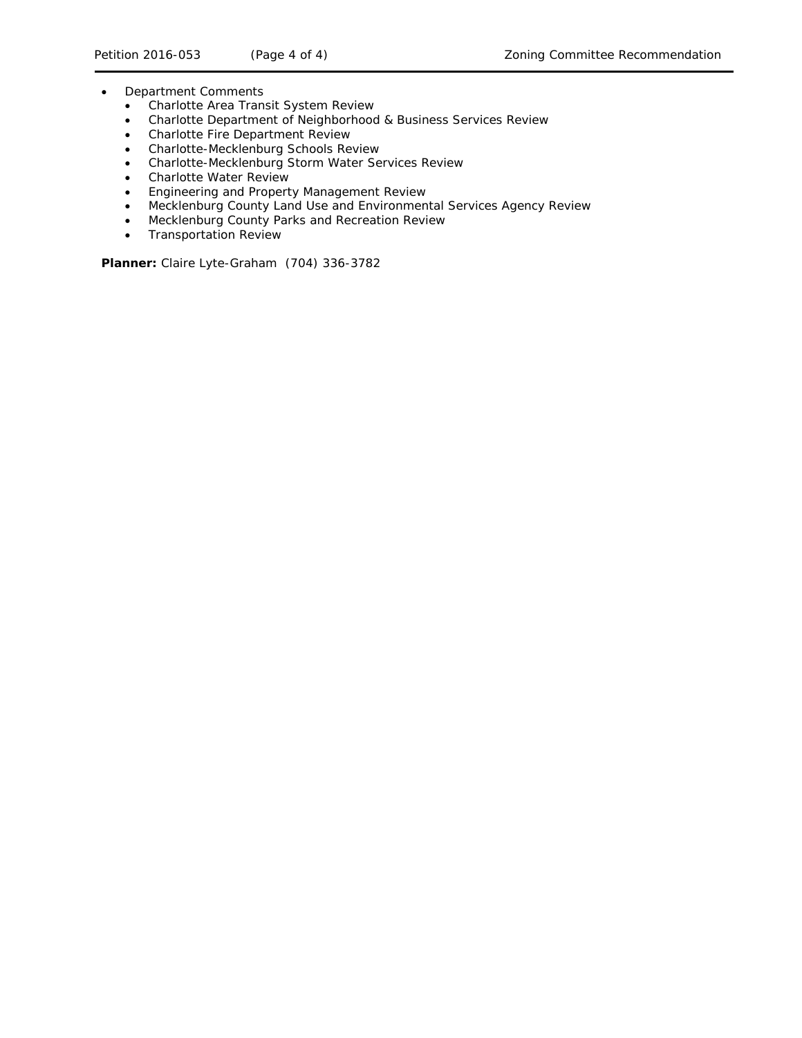- Department Comments
  - Charlotte Area Transit System Review
  - Charlotte Department of Neighborhood & Business Services Review
  - Charlotte Fire Department Review
  - Charlotte-Mecklenburg Schools Review
  - Charlotte-Mecklenburg Storm Water Services Review
  - Charlotte Water Review
  - Engineering and Property Management Review
  - Mecklenburg County Land Use and Environmental Services Agency Review
  - Mecklenburg County Parks and Recreation Review
  - Transportation Review

**Planner:** Claire Lyte-Graham (704) 336-3782